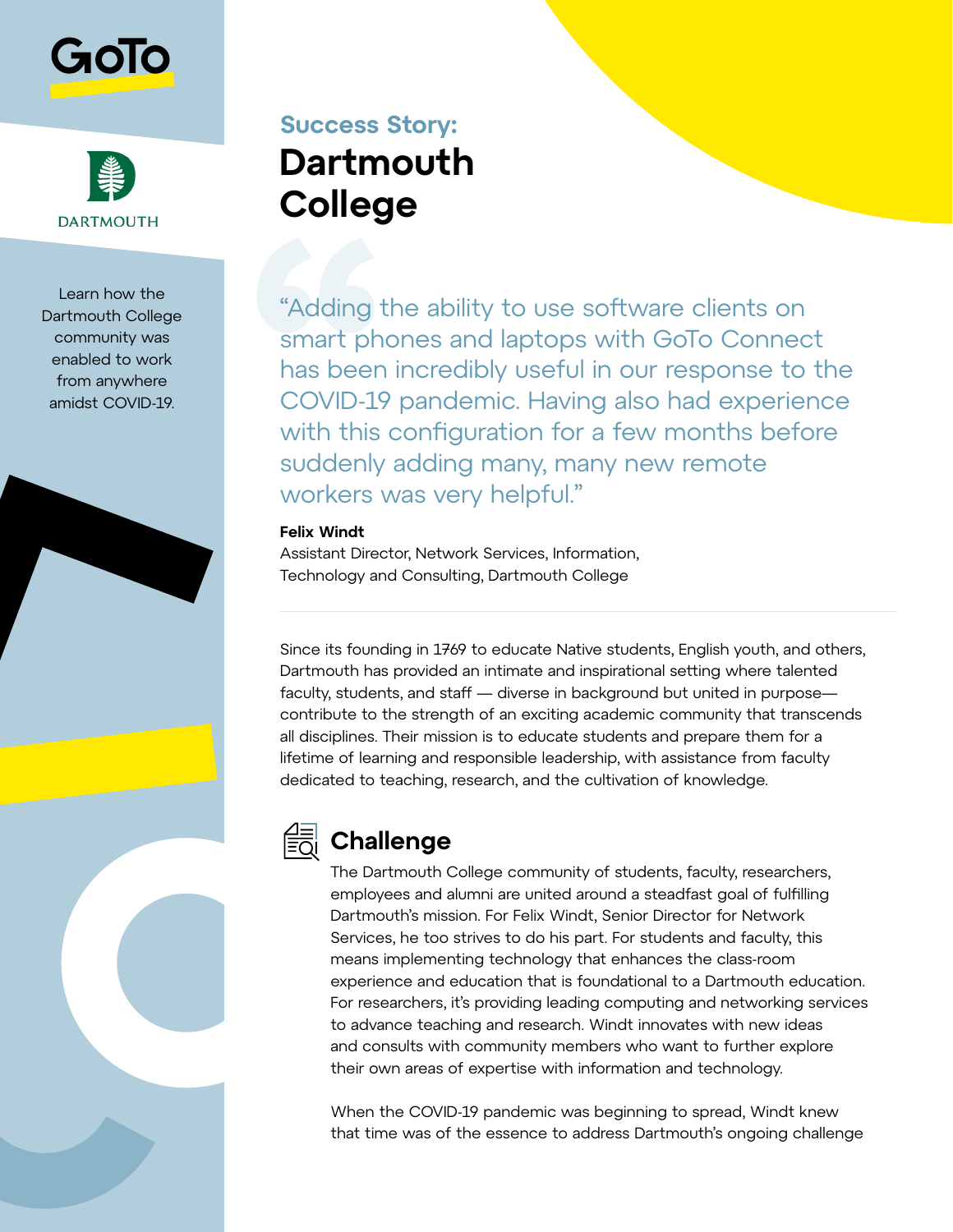GoTo

DARTMOUTH

Learn how the Dartmouth College community was enabled to work from anywhere amidst COVID-19.

**Success Story:**

# Dartmouth College

"Adding the ability to use software clients on smart phones and laptops with GoTo Connect has been incredibly useful in our response to the COVID-19 pandemic. Having also had experience with this configuration for a few months before suddenly adding many, many new remote workers was very helpful."

**Felix Windt**
Assistant Director, Network Services, Information, Technology and Consulting, Dartmouth College

---

Since its founding in 1769 to educate Native students, English youth, and others, Dartmouth has provided an intimate and inspirational setting where talented faculty, students, and staff — diverse in background but united in purpose— contribute to the strength of an exciting academic community that transcends all disciplines. Their mission is to educate students and prepare them for a lifetime of learning and responsible leadership, with assistance from faculty dedicated to teaching, research, and the cultivation of knowledge.

## Challenge

The Dartmouth College community of students, faculty, researchers, employees and alumni are united around a steadfast goal of fulfilling Dartmouth's mission. For Felix Windt, Senior Director for Network Services, he too strives to do his part. For students and faculty, this means implementing technology that enhances the class-room experience and education that is foundational to a Dartmouth education. For researchers, it's providing leading computing and networking services to advance teaching and research. Windt innovates with new ideas and consults with community members who want to further explore their own areas of expertise with information and technology.

When the COVID-19 pandemic was beginning to spread, Windt knew that time was of the essence to address Dartmouth's ongoing challenge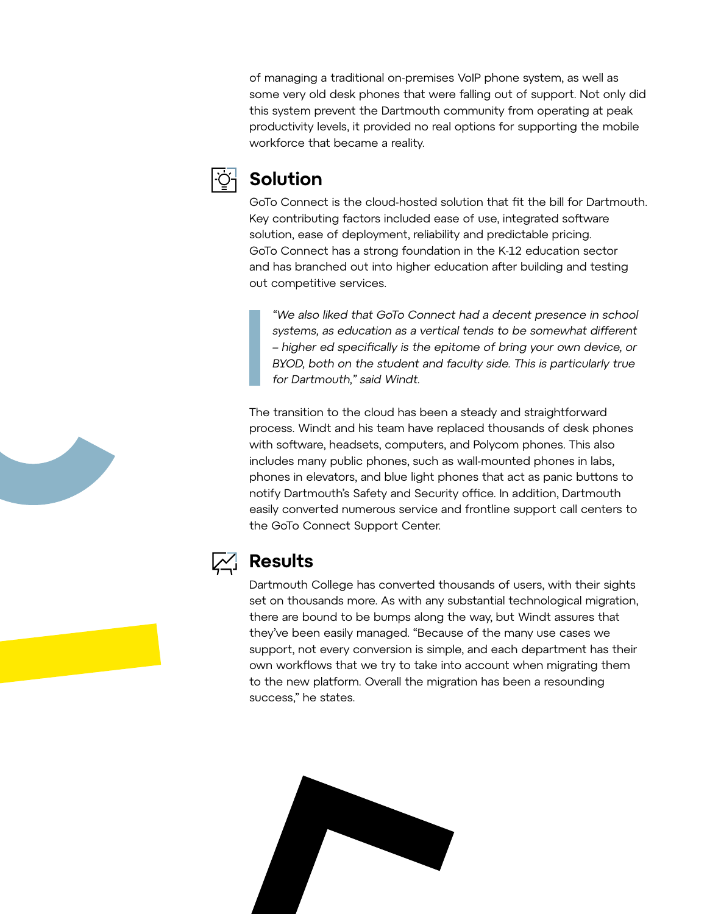of managing a traditional on-premises VoIP phone system, as well as some very old desk phones that were falling out of support. Not only did this system prevent the Dartmouth community from operating at peak productivity levels, it provided no real options for supporting the mobile workforce that became a reality.

## Solution

GoTo Connect is the cloud-hosted solution that fit the bill for Dartmouth. Key contributing factors included ease of use, integrated software solution, ease of deployment, reliability and predictable pricing. GoTo Connect has a strong foundation in the K-12 education sector and has branched out into higher education after building and testing out competitive services.

> *"We also liked that GoTo Connect had a decent presence in school systems, as education as a vertical tends to be somewhat different – higher ed specifically is the epitome of bring your own device, or BYOD, both on the student and faculty side. This is particularly true for Dartmouth," said Windt.*

The transition to the cloud has been a steady and straightforward process. Windt and his team have replaced thousands of desk phones with software, headsets, computers, and Polycom phones. This also includes many public phones, such as wall-mounted phones in labs, phones in elevators, and blue light phones that act as panic buttons to notify Dartmouth's Safety and Security office. In addition, Dartmouth easily converted numerous service and frontline support call centers to the GoTo Connect Support Center.

## Results

Dartmouth College has converted thousands of users, with their sights set on thousands more. As with any substantial technological migration, there are bound to be bumps along the way, but Windt assures that they've been easily managed. "Because of the many use cases we support, not every conversion is simple, and each department has their own workflows that we try to take into account when migrating them to the new platform. Overall the migration has been a resounding success," he states.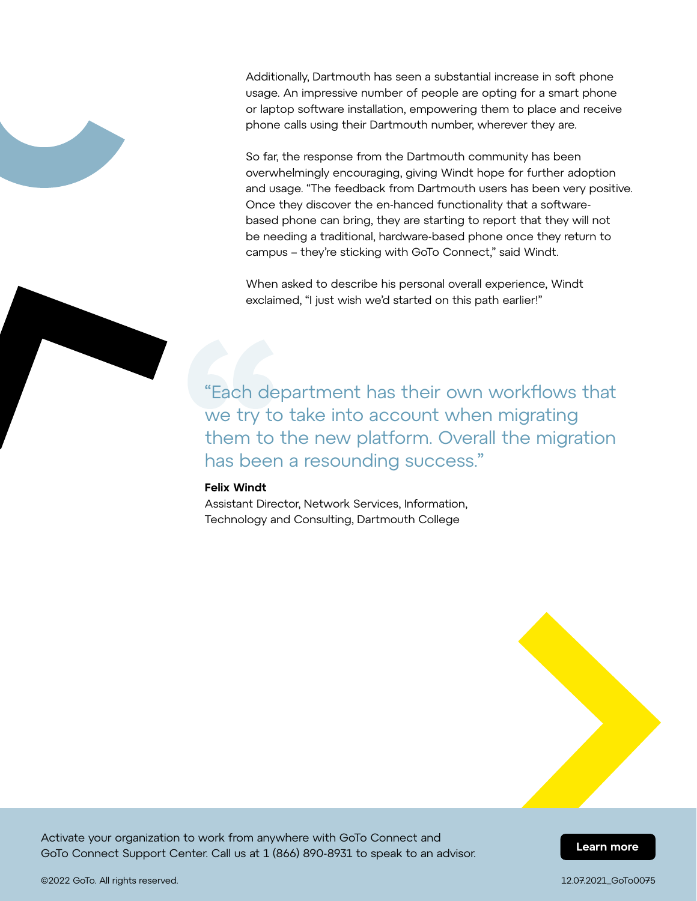Additionally, Dartmouth has seen a substantial increase in soft phone usage. An impressive number of people are opting for a smart phone or laptop software installation, empowering them to place and receive phone calls using their Dartmouth number, wherever they are.

So far, the response from the Dartmouth community has been overwhelmingly encouraging, giving Windt hope for further adoption and usage. "The feedback from Dartmouth users has been very positive. Once they discover the en-hanced functionality that a software-based phone can bring, they are starting to report that they will not be needing a traditional, hardware-based phone once they return to campus – they're sticking with GoTo Connect," said Windt.

When asked to describe his personal overall experience, Windt exclaimed, "I just wish we'd started on this path earlier!"

> "Each department has their own workflows that we try to take into account when migrating them to the new platform. Overall the migration has been a resounding success."
>
> **Felix Windt**
> Assistant Director, Network Services, Information, Technology and Consulting, Dartmouth College

Activate your organization to work from anywhere with GoTo Connect and GoTo Connect Support Center. Call us at 1 (866) 890-8931 to speak to an advisor.

**Learn more**

©2022 GoTo. All rights reserved.

12.07.2021_GoTo0075